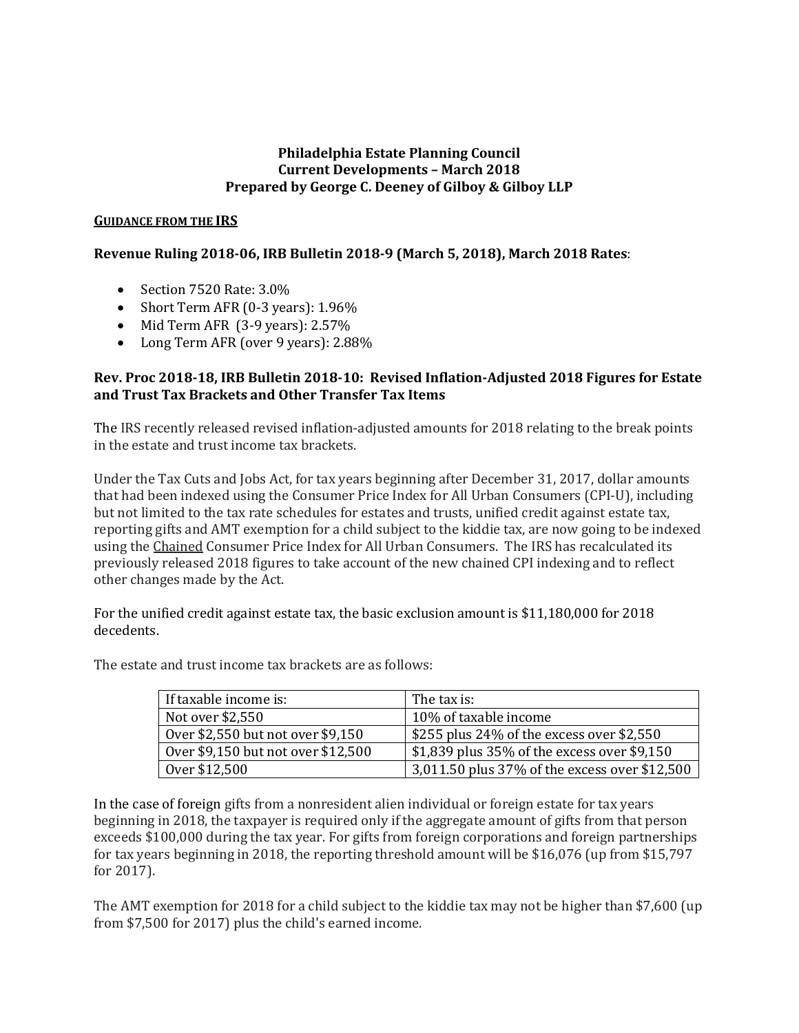**Philadelphia Estate Planning Council**
**Current Developments – March 2018**
**Prepared by George C. Deeney of Gilboy & Gilboy LLP**

**<u>GUIDANCE FROM THE IRS</u>**

**Revenue Ruling 2018-06, IRB Bulletin 2018-9 (March 5, 2018), March 2018 Rates**:

- Section 7520 Rate: 3.0%
- Short Term AFR (0-3 years): 1.96%
- Mid Term AFR (3-9 years): 2.57%
- Long Term AFR (over 9 years): 2.88%

**Rev. Proc 2018-18, IRB Bulletin 2018-10: Revised Inflation-Adjusted 2018 Figures for Estate and Trust Tax Brackets and Other Transfer Tax Items**

The IRS recently released revised inflation-adjusted amounts for 2018 relating to the break points in the estate and trust income tax brackets.

Under the Tax Cuts and Jobs Act, for tax years beginning after December 31, 2017, dollar amounts that had been indexed using the Consumer Price Index for All Urban Consumers (CPI-U), including but not limited to the tax rate schedules for estates and trusts, unified credit against estate tax, reporting gifts and AMT exemption for a child subject to the kiddie tax, are now going to be indexed using the <u>Chained</u> Consumer Price Index for All Urban Consumers. The IRS has recalculated its previously released 2018 figures to take account of the new chained CPI indexing and to reflect other changes made by the Act.

For the unified credit against estate tax, the basic exclusion amount is $11,180,000 for 2018 decedents.

The estate and trust income tax brackets are as follows:

| If taxable income is: | The tax is: |
|---|---|
| Not over $2,550 | 10% of taxable income |
| Over $2,550 but not over $9,150 | $255 plus 24% of the excess over $2,550 |
| Over $9,150 but not over $12,500 | $1,839 plus 35% of the excess over $9,150 |
| Over $12,500 | 3,011.50 plus 37% of the excess over $12,500 |

In the case of foreign gifts from a nonresident alien individual or foreign estate for tax years beginning in 2018, the taxpayer is required only if the aggregate amount of gifts from that person exceeds $100,000 during the tax year. For gifts from foreign corporations and foreign partnerships for tax years beginning in 2018, the reporting threshold amount will be $16,076 (up from $15,797 for 2017).

The AMT exemption for 2018 for a child subject to the kiddie tax may not be higher than $7,600 (up from $7,500 for 2017) plus the child's earned income.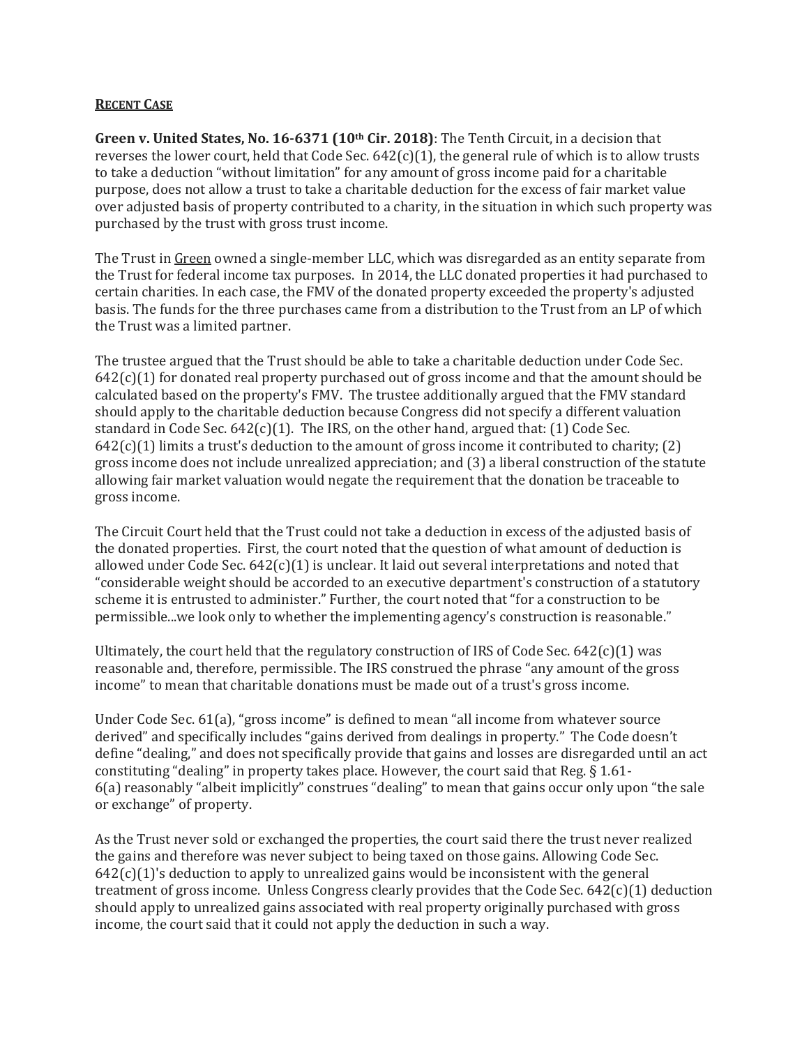**RECENT CASE**

**Green v. United States, No. 16-6371 (10th Cir. 2018)**: The Tenth Circuit, in a decision that reverses the lower court, held that Code Sec. 642(c)(1), the general rule of which is to allow trusts to take a deduction "without limitation" for any amount of gross income paid for a charitable purpose, does not allow a trust to take a charitable deduction for the excess of fair market value over adjusted basis of property contributed to a charity, in the situation in which such property was purchased by the trust with gross trust income.

The Trust in Green owned a single-member LLC, which was disregarded as an entity separate from the Trust for federal income tax purposes. In 2014, the LLC donated properties it had purchased to certain charities. In each case, the FMV of the donated property exceeded the property's adjusted basis. The funds for the three purchases came from a distribution to the Trust from an LP of which the Trust was a limited partner.

The trustee argued that the Trust should be able to take a charitable deduction under Code Sec. 642(c)(1) for donated real property purchased out of gross income and that the amount should be calculated based on the property's FMV. The trustee additionally argued that the FMV standard should apply to the charitable deduction because Congress did not specify a different valuation standard in Code Sec. 642(c)(1). The IRS, on the other hand, argued that: (1) Code Sec. 642(c)(1) limits a trust's deduction to the amount of gross income it contributed to charity; (2) gross income does not include unrealized appreciation; and (3) a liberal construction of the statute allowing fair market valuation would negate the requirement that the donation be traceable to gross income.

The Circuit Court held that the Trust could not take a deduction in excess of the adjusted basis of the donated properties. First, the court noted that the question of what amount of deduction is allowed under Code Sec. 642(c)(1) is unclear. It laid out several interpretations and noted that "considerable weight should be accorded to an executive department's construction of a statutory scheme it is entrusted to administer." Further, the court noted that "for a construction to be permissible...we look only to whether the implementing agency's construction is reasonable."

Ultimately, the court held that the regulatory construction of IRS of Code Sec. 642(c)(1) was reasonable and, therefore, permissible. The IRS construed the phrase "any amount of the gross income" to mean that charitable donations must be made out of a trust's gross income.

Under Code Sec. 61(a), "gross income" is defined to mean "all income from whatever source derived" and specifically includes "gains derived from dealings in property." The Code doesn't define "dealing," and does not specifically provide that gains and losses are disregarded until an act constituting "dealing" in property takes place. However, the court said that Reg. § 1.61-6(a) reasonably "albeit implicitly" construes "dealing" to mean that gains occur only upon "the sale or exchange" of property.

As the Trust never sold or exchanged the properties, the court said there the trust never realized the gains and therefore was never subject to being taxed on those gains. Allowing Code Sec. 642(c)(1)'s deduction to apply to unrealized gains would be inconsistent with the general treatment of gross income. Unless Congress clearly provides that the Code Sec. 642(c)(1) deduction should apply to unrealized gains associated with real property originally purchased with gross income, the court said that it could not apply the deduction in such a way.